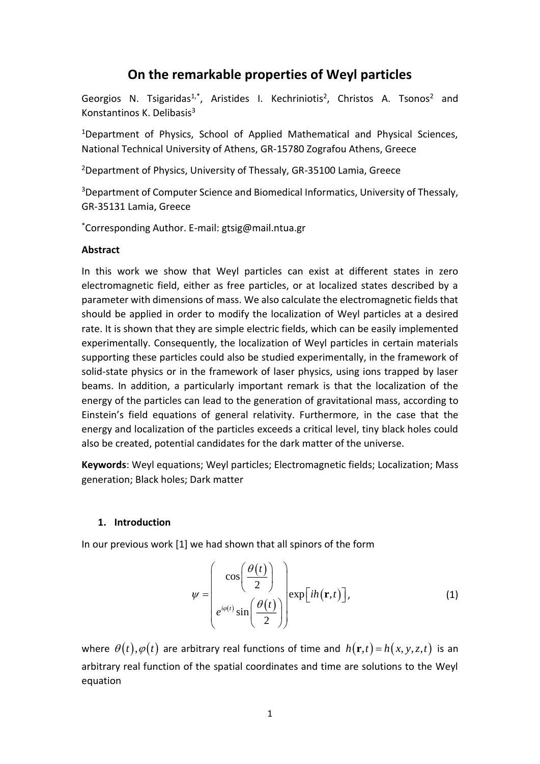# On the remarkable properties of Weyl particles

Georgios N. Tsigaridas[1,*], Aristides I. Kechriniotis[2], Christos A. Tsonos[2] and Konstantinos K. Delibasis[3]

[1]Department of Physics, School of Applied Mathematical and Physical Sciences, National Technical University of Athens, GR-15780 Zografou Athens, Greece

[2]Department of Physics, University of Thessaly, GR-35100 Lamia, Greece

[3]Department of Computer Science and Biomedical Informatics, University of Thessaly, GR-35131 Lamia, Greece

[*]Corresponding Author. E-mail: gtsig@mail.ntua.gr

**Abstract**

In this work we show that Weyl particles can exist at different states in zero electromagnetic field, either as free particles, or at localized states described by a parameter with dimensions of mass. We also calculate the electromagnetic fields that should be applied in order to modify the localization of Weyl particles at a desired rate. It is shown that they are simple electric fields, which can be easily implemented experimentally. Consequently, the localization of Weyl particles in certain materials supporting these particles could also be studied experimentally, in the framework of solid-state physics or in the framework of laser physics, using ions trapped by laser beams. In addition, a particularly important remark is that the localization of the energy of the particles can lead to the generation of gravitational mass, according to Einstein's field equations of general relativity. Furthermore, in the case that the energy and localization of the particles exceeds a critical level, tiny black holes could also be created, potential candidates for the dark matter of the universe.

**Keywords**: Weyl equations; Weyl particles; Electromagnetic fields; Localization; Mass generation; Black holes; Dark matter

## 1. Introduction

In our previous work [1] we had shown that all spinors of the form

$$\psi = \begin{pmatrix} \cos\left(\dfrac{\theta(t)}{2}\right) \\ e^{i\varphi(t)}\sin\left(\dfrac{\theta(t)}{2}\right) \end{pmatrix} \exp\left[ih(\mathbf{r},t)\right], \tag{1}$$

where $\theta(t), \varphi(t)$ are arbitrary real functions of time and $h(\mathbf{r},t) = h(x,y,z,t)$ is an arbitrary real function of the spatial coordinates and time are solutions to the Weyl equation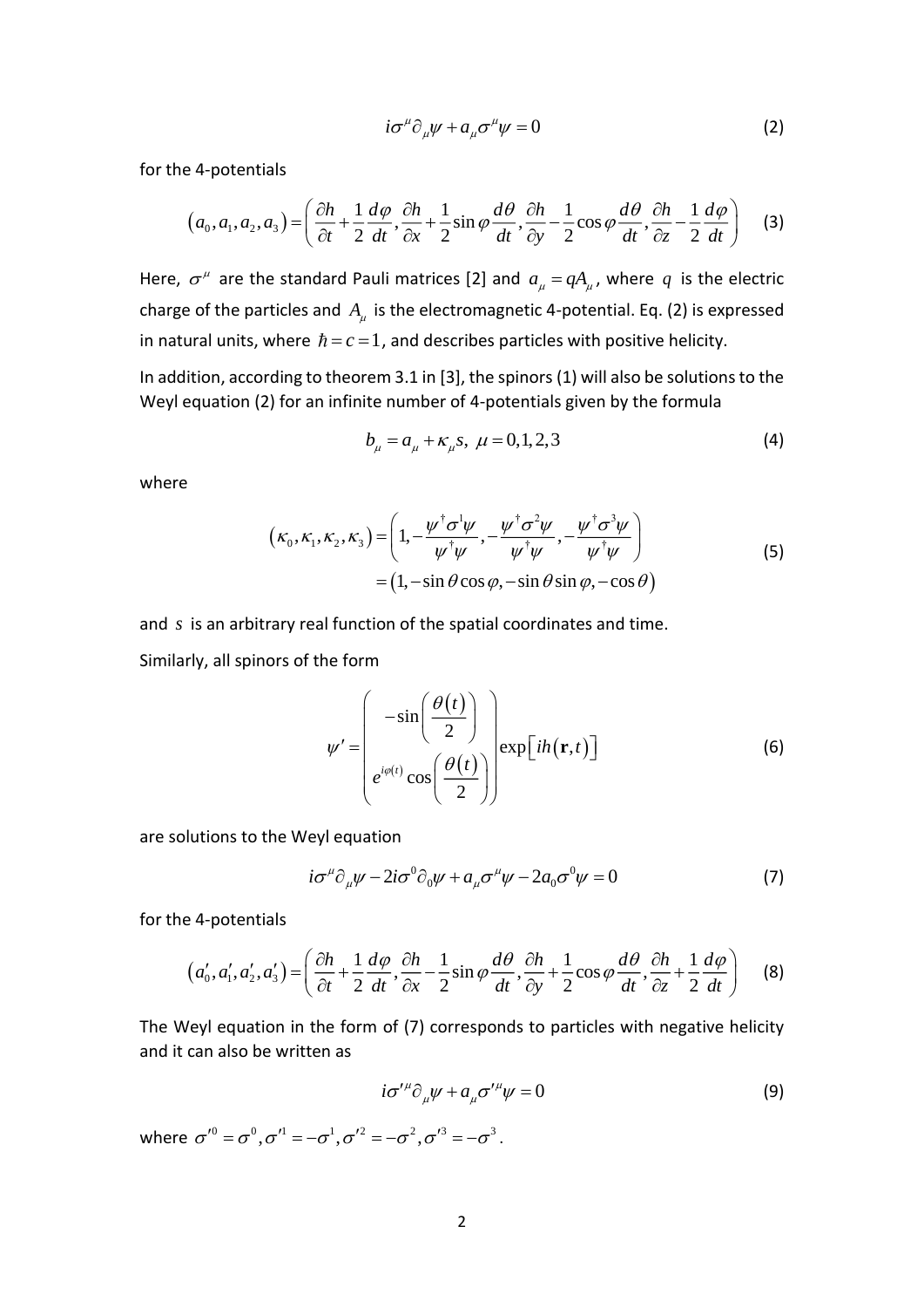$$i\sigma^{\mu}\partial_{\mu}\psi + a_{\mu}\sigma^{\mu}\psi = 0 \tag{2}$$

for the 4-potentials

$$\left(a_0, a_1, a_2, a_3\right) = \left(\frac{\partial h}{\partial t} + \frac{1}{2}\frac{d\varphi}{dt}, \frac{\partial h}{\partial x} + \frac{1}{2}\sin\varphi\frac{d\theta}{dt}, \frac{\partial h}{\partial y} - \frac{1}{2}\cos\varphi\frac{d\theta}{dt}, \frac{\partial h}{\partial z} - \frac{1}{2}\frac{d\varphi}{dt}\right) \tag{3}$$

Here, $\sigma^{\mu}$ are the standard Pauli matrices [2] and $a_{\mu} = qA_{\mu}$, where $q$ is the electric charge of the particles and $A_{\mu}$ is the electromagnetic 4-potential. Eq. (2) is expressed in natural units, where $\hbar = c = 1$, and describes particles with positive helicity.

In addition, according to theorem 3.1 in [3], the spinors (1) will also be solutions to the Weyl equation (2) for an infinite number of 4-potentials given by the formula

$$b_{\mu} = a_{\mu} + \kappa_{\mu}s, \ \mu = 0,1,2,3 \tag{4}$$

where

$$\begin{aligned}\left(\kappa_0, \kappa_1, \kappa_2, \kappa_3\right) &= \left(1, -\frac{\psi^{\dagger}\sigma^{1}\psi}{\psi^{\dagger}\psi}, -\frac{\psi^{\dagger}\sigma^{2}\psi}{\psi^{\dagger}\psi}, -\frac{\psi^{\dagger}\sigma^{3}\psi}{\psi^{\dagger}\psi}\right) \\ &= \left(1, -\sin\theta\cos\varphi, -\sin\theta\sin\varphi, -\cos\theta\right)\end{aligned} \tag{5}$$

and $s$ is an arbitrary real function of the spatial coordinates and time.

Similarly, all spinors of the form

$$\psi' = \begin{pmatrix} -\sin\left(\dfrac{\theta(t)}{2}\right) \\ e^{i\varphi(t)}\cos\left(\dfrac{\theta(t)}{2}\right)\end{pmatrix} \exp\left[ih(\mathbf{r}, t)\right] \tag{6}$$

are solutions to the Weyl equation

$$i\sigma^{\mu}\partial_{\mu}\psi - 2i\sigma^{0}\partial_{0}\psi + a_{\mu}\sigma^{\mu}\psi - 2a_{0}\sigma^{0}\psi = 0 \tag{7}$$

for the 4-potentials

$$\left(a'_0, a'_1, a'_2, a'_3\right) = \left(\frac{\partial h}{\partial t} + \frac{1}{2}\frac{d\varphi}{dt}, \frac{\partial h}{\partial x} - \frac{1}{2}\sin\varphi\frac{d\theta}{dt}, \frac{\partial h}{\partial y} + \frac{1}{2}\cos\varphi\frac{d\theta}{dt}, \frac{\partial h}{\partial z} + \frac{1}{2}\frac{d\varphi}{dt}\right) \tag{8}$$

The Weyl equation in the form of (7) corresponds to particles with negative helicity and it can also be written as

$$i\sigma'^{\mu}\partial_{\mu}\psi + a_{\mu}\sigma'^{\mu}\psi = 0 \tag{9}$$

where $\sigma'^{0} = \sigma^{0}, \sigma'^{1} = -\sigma^{1}, \sigma'^{2} = -\sigma^{2}, \sigma'^{3} = -\sigma^{3}$.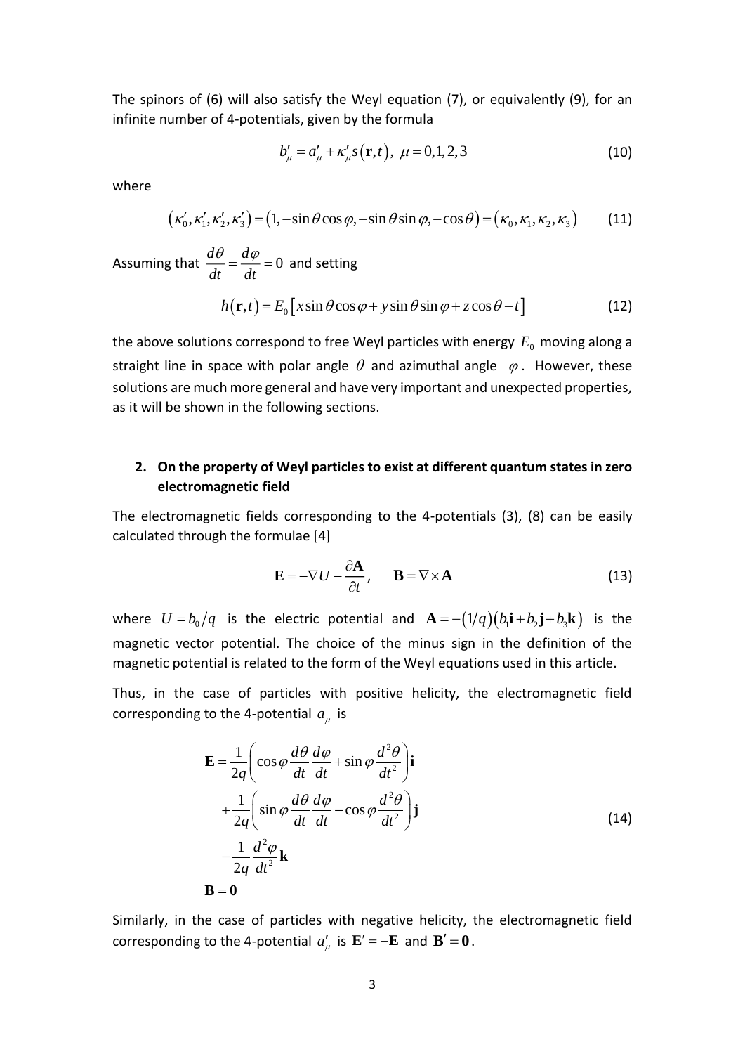The spinors of (6) will also satisfy the Weyl equation (7), or equivalently (9), for an infinite number of 4-potentials, given by the formula

$$b'_\mu = a'_\mu + \kappa'_\mu s(\mathbf{r},t),\ \mu = 0,1,2,3 \tag{10}$$

where

$$(\kappa'_0, \kappa'_1, \kappa'_2, \kappa'_3) = (1, -\sin\theta\cos\varphi, -\sin\theta\sin\varphi, -\cos\theta) = (\kappa_0, \kappa_1, \kappa_2, \kappa_3) \tag{11}$$

Assuming that $\dfrac{d\theta}{dt} = \dfrac{d\varphi}{dt} = 0$ and setting

$$h(\mathbf{r},t) = E_0\left[x\sin\theta\cos\varphi + y\sin\theta\sin\varphi + z\cos\theta - t\right] \tag{12}$$

the above solutions correspond to free Weyl particles with energy $E_0$ moving along a straight line in space with polar angle $\theta$ and azimuthal angle $\varphi$. However, these solutions are much more general and have very important and unexpected properties, as it will be shown in the following sections.

## 2. On the property of Weyl particles to exist at different quantum states in zero electromagnetic field

The electromagnetic fields corresponding to the 4-potentials (3), (8) can be easily calculated through the formulae [4]

$$\mathbf{E} = -\nabla U - \frac{\partial \mathbf{A}}{\partial t}, \qquad \mathbf{B} = \nabla \times \mathbf{A} \tag{13}$$

where $U = b_0/q$ is the electric potential and $\mathbf{A} = -(1/q)(b_1\mathbf{i} + b_2\mathbf{j} + b_3\mathbf{k})$ is the magnetic vector potential. The choice of the minus sign in the definition of the magnetic potential is related to the form of the Weyl equations used in this article.

Thus, in the case of particles with positive helicity, the electromagnetic field corresponding to the 4-potential $a_\mu$ is

$$\begin{aligned}
\mathbf{E} &= \frac{1}{2q}\left(\cos\varphi\frac{d\theta}{dt}\frac{d\varphi}{dt} + \sin\varphi\frac{d^2\theta}{dt^2}\right)\mathbf{i} \\
&+ \frac{1}{2q}\left(\sin\varphi\frac{d\theta}{dt}\frac{d\varphi}{dt} - \cos\varphi\frac{d^2\theta}{dt^2}\right)\mathbf{j} \\
&- \frac{1}{2q}\frac{d^2\varphi}{dt^2}\mathbf{k} \\
\mathbf{B} &= \mathbf{0}
\end{aligned} \tag{14}$$

Similarly, in the case of particles with negative helicity, the electromagnetic field corresponding to the 4-potential $a'_\mu$ is $\mathbf{E}' = -\mathbf{E}$ and $\mathbf{B}' = \mathbf{0}$.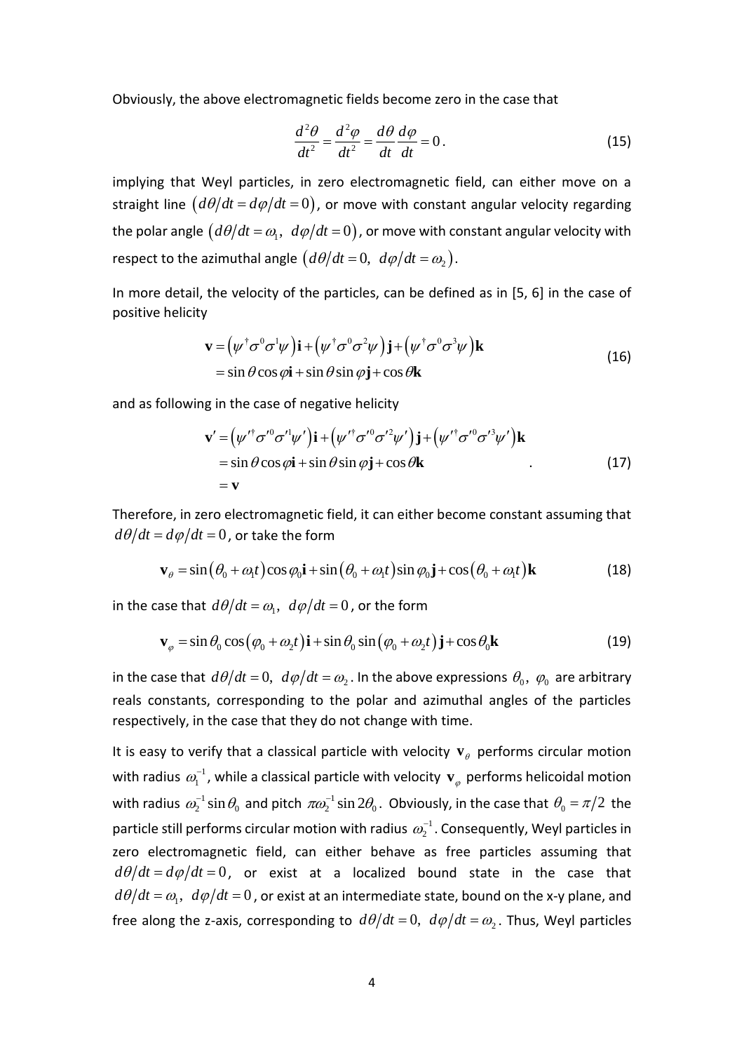Obviously, the above electromagnetic fields become zero in the case that

$$\frac{d^2\theta}{dt^2} = \frac{d^2\varphi}{dt^2} = \frac{d\theta}{dt}\frac{d\varphi}{dt} = 0\,. \tag{15}$$

implying that Weyl particles, in zero electromagnetic field, can either move on a straight line $(d\theta/dt = d\varphi/dt = 0)$, or move with constant angular velocity regarding the polar angle $(d\theta/dt = \omega_1,\ d\varphi/dt = 0)$, or move with constant angular velocity with respect to the azimuthal angle $(d\theta/dt = 0,\ d\varphi/dt = \omega_2)$.

In more detail, the velocity of the particles, can be defined as in [5, 6] in the case of positive helicity

$$\begin{aligned}\mathbf{v} &= \left(\psi^{\dagger}\sigma^{0}\sigma^{1}\psi\right)\mathbf{i} + \left(\psi^{\dagger}\sigma^{0}\sigma^{2}\psi\right)\mathbf{j} + \left(\psi^{\dagger}\sigma^{0}\sigma^{3}\psi\right)\mathbf{k} \\ &= \sin\theta\cos\varphi\mathbf{i} + \sin\theta\sin\varphi\mathbf{j} + \cos\theta\mathbf{k}\end{aligned} \tag{16}$$

and as following in the case of negative helicity

$$\begin{aligned}\mathbf{v}' &= \left(\psi'^{\dagger}\sigma'^{0}\sigma'^{1}\psi'\right)\mathbf{i} + \left(\psi'^{\dagger}\sigma'^{0}\sigma'^{2}\psi'\right)\mathbf{j} + \left(\psi'^{\dagger}\sigma'^{0}\sigma'^{3}\psi'\right)\mathbf{k} \\ &= \sin\theta\cos\varphi\mathbf{i} + \sin\theta\sin\varphi\mathbf{j} + \cos\theta\mathbf{k} \\ &= \mathbf{v}\end{aligned} \,. \tag{17}$$

Therefore, in zero electromagnetic field, it can either become constant assuming that $d\theta/dt = d\varphi/dt = 0$, or take the form

$$\mathbf{v}_{\theta} = \sin(\theta_0 + \omega_1 t)\cos\varphi_0\mathbf{i} + \sin(\theta_0 + \omega_1 t)\sin\varphi_0\mathbf{j} + \cos(\theta_0 + \omega_1 t)\mathbf{k} \tag{18}$$

in the case that $d\theta/dt = \omega_1,\ d\varphi/dt = 0$, or the form

$$\mathbf{v}_{\varphi} = \sin\theta_0\cos(\varphi_0 + \omega_2 t)\mathbf{i} + \sin\theta_0\sin(\varphi_0 + \omega_2 t)\mathbf{j} + \cos\theta_0\mathbf{k} \tag{19}$$

in the case that $d\theta/dt = 0,\ d\varphi/dt = \omega_2$. In the above expressions $\theta_0,\ \varphi_0$ are arbitrary reals constants, corresponding to the polar and azimuthal angles of the particles respectively, in the case that they do not change with time.

It is easy to verify that a classical particle with velocity $\mathbf{v}_{\theta}$ performs circular motion with radius $\omega_1^{-1}$, while a classical particle with velocity $\mathbf{v}_{\varphi}$ performs helicoidal motion with radius $\omega_2^{-1}\sin\theta_0$ and pitch $\pi\omega_2^{-1}\sin 2\theta_0$. Obviously, in the case that $\theta_0 = \pi/2$ the particle still performs circular motion with radius $\omega_2^{-1}$. Consequently, Weyl particles in zero electromagnetic field, can either behave as free particles assuming that $d\theta/dt = d\varphi/dt = 0$, or exist at a localized bound state in the case that $d\theta/dt = \omega_1,\ d\varphi/dt = 0$, or exist at an intermediate state, bound on the x-y plane, and free along the z-axis, corresponding to $d\theta/dt = 0,\ d\varphi/dt = \omega_2$. Thus, Weyl particles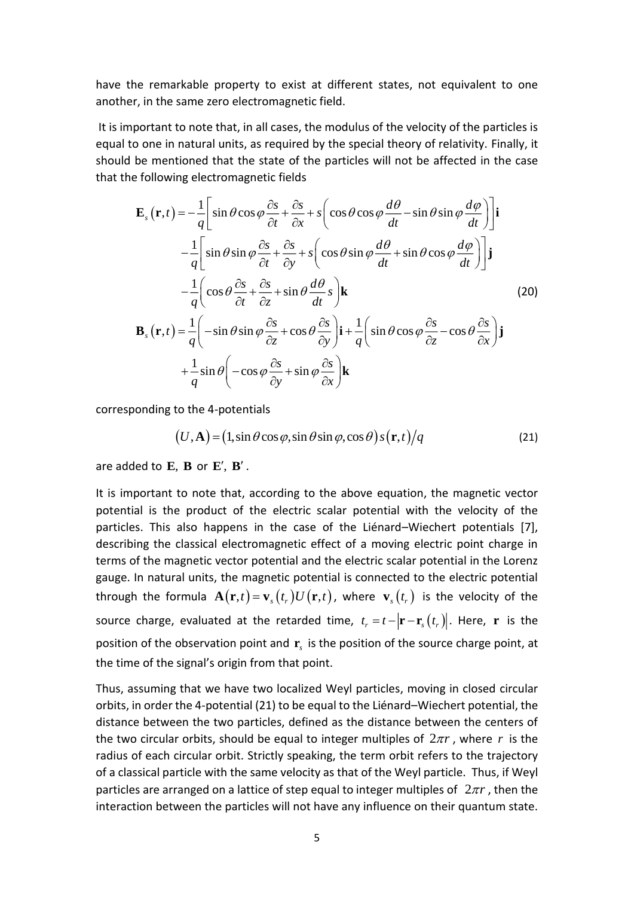have the remarkable property to exist at different states, not equivalent to one another, in the same zero electromagnetic field.

It is important to note that, in all cases, the modulus of the velocity of the particles is equal to one in natural units, as required by the special theory of relativity. Finally, it should be mentioned that the state of the particles will not be affected in the case that the following electromagnetic fields

$$
\begin{aligned}
\mathbf{E}_s(\mathbf{r},t) = &-\frac{1}{q}\left[\sin\theta\cos\varphi\frac{\partial s}{\partial t}+\frac{\partial s}{\partial x}+s\left(\cos\theta\cos\varphi\frac{d\theta}{dt}-\sin\theta\sin\varphi\frac{d\varphi}{dt}\right)\right]\mathbf{i} \\
&-\frac{1}{q}\left[\sin\theta\sin\varphi\frac{\partial s}{\partial t}+\frac{\partial s}{\partial y}+s\left(\cos\theta\sin\varphi\frac{d\theta}{dt}+\sin\theta\cos\varphi\frac{d\varphi}{dt}\right)\right]\mathbf{j} \\
&-\frac{1}{q}\left(\cos\theta\frac{\partial s}{\partial t}+\frac{\partial s}{\partial z}+\sin\theta\frac{d\theta}{dt}s\right)\mathbf{k} \\
\mathbf{B}_s(\mathbf{r},t) = &\frac{1}{q}\left(-\sin\theta\sin\varphi\frac{\partial s}{\partial z}+\cos\theta\frac{\partial s}{\partial y}\right)\mathbf{i}+\frac{1}{q}\left(\sin\theta\cos\varphi\frac{\partial s}{\partial z}-\cos\theta\frac{\partial s}{\partial x}\right)\mathbf{j} \\
&+\frac{1}{q}\sin\theta\left(-\cos\varphi\frac{\partial s}{\partial y}+\sin\varphi\frac{\partial s}{\partial x}\right)\mathbf{k}
\end{aligned} \tag{20}
$$

corresponding to the 4-potentials

$$
(U,\mathbf{A}) = (1,\sin\theta\cos\varphi,\sin\theta\sin\varphi,\cos\theta)\,s(\mathbf{r},t)/q \tag{21}
$$

are added to $\mathbf{E}$, $\mathbf{B}$ or $\mathbf{E}'$, $\mathbf{B}'$.

It is important to note that, according to the above equation, the magnetic vector potential is the product of the electric scalar potential with the velocity of the particles. This also happens in the case of the Liénard–Wiechert potentials [7], describing the classical electromagnetic effect of a moving electric point charge in terms of the magnetic vector potential and the electric scalar potential in the Lorenz gauge. In natural units, the magnetic potential is connected to the electric potential through the formula $\mathbf{A}(\mathbf{r},t)=\mathbf{v}_s(t_r)U(\mathbf{r},t)$, where $\mathbf{v}_s(t_r)$ is the velocity of the source charge, evaluated at the retarded time, $t_r = t-\left|\mathbf{r}-\mathbf{r}_s(t_r)\right|$. Here, $\mathbf{r}$ is the position of the observation point and $\mathbf{r}_s$ is the position of the source charge point, at the time of the signal's origin from that point.

Thus, assuming that we have two localized Weyl particles, moving in closed circular orbits, in order the 4-potential (21) to be equal to the Liénard–Wiechert potential, the distance between the two particles, defined as the distance between the centers of the two circular orbits, should be equal to integer multiples of $2\pi r$, where $r$ is the radius of each circular orbit. Strictly speaking, the term orbit refers to the trajectory of a classical particle with the same velocity as that of the Weyl particle. Thus, if Weyl particles are arranged on a lattice of step equal to integer multiples of $2\pi r$, then the interaction between the particles will not have any influence on their quantum state.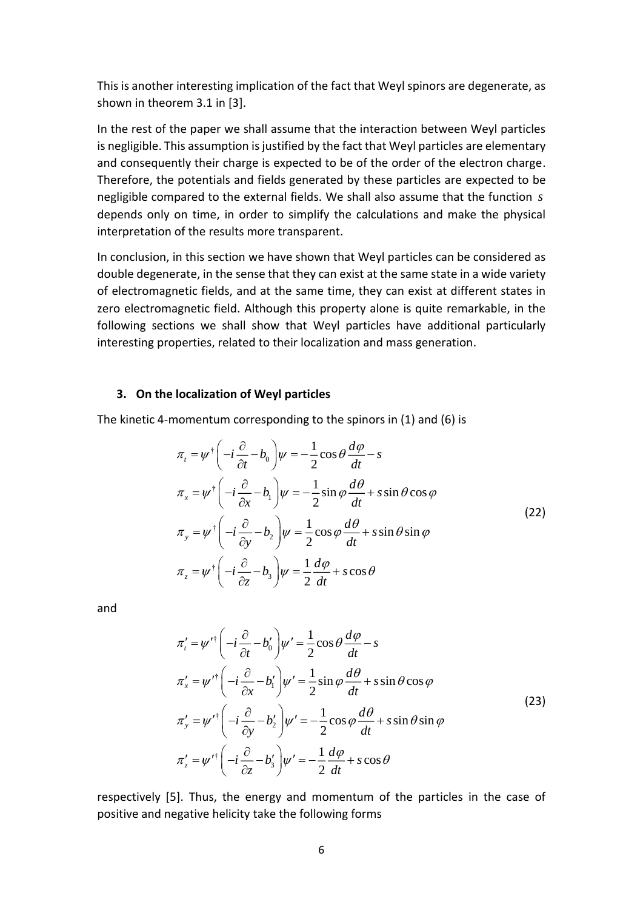This is another interesting implication of the fact that Weyl spinors are degenerate, as shown in theorem 3.1 in [3].

In the rest of the paper we shall assume that the interaction between Weyl particles is negligible. This assumption is justified by the fact that Weyl particles are elementary and consequently their charge is expected to be of the order of the electron charge. Therefore, the potentials and fields generated by these particles are expected to be negligible compared to the external fields. We shall also assume that the function $s$ depends only on time, in order to simplify the calculations and make the physical interpretation of the results more transparent.

In conclusion, in this section we have shown that Weyl particles can be considered as double degenerate, in the sense that they can exist at the same state in a wide variety of electromagnetic fields, and at the same time, they can exist at different states in zero electromagnetic field. Although this property alone is quite remarkable, in the following sections we shall show that Weyl particles have additional particularly interesting properties, related to their localization and mass generation.

### 3. On the localization of Weyl particles

The kinetic 4-momentum corresponding to the spinors in (1) and (6) is

$$
\begin{aligned}
\pi_t &= \psi^\dagger \left( -i\frac{\partial}{\partial t} - b_0 \right) \psi = -\frac{1}{2}\cos\theta \frac{d\varphi}{dt} - s \\
\pi_x &= \psi^\dagger \left( -i\frac{\partial}{\partial x} - b_1 \right) \psi = -\frac{1}{2}\sin\varphi \frac{d\theta}{dt} + s\sin\theta\cos\varphi \\
\pi_y &= \psi^\dagger \left( -i\frac{\partial}{\partial y} - b_2 \right) \psi = \frac{1}{2}\cos\varphi \frac{d\theta}{dt} + s\sin\theta\sin\varphi \\
\pi_z &= \psi^\dagger \left( -i\frac{\partial}{\partial z} - b_3 \right) \psi = \frac{1}{2}\frac{d\varphi}{dt} + s\cos\theta
\end{aligned}
\tag{22}
$$

and

$$
\begin{aligned}
\pi'_t &= \psi'^\dagger \left( -i\frac{\partial}{\partial t} - b'_0 \right) \psi' = \frac{1}{2}\cos\theta \frac{d\varphi}{dt} - s \\
\pi'_x &= \psi'^\dagger \left( -i\frac{\partial}{\partial x} - b'_1 \right) \psi' = \frac{1}{2}\sin\varphi \frac{d\theta}{dt} + s\sin\theta\cos\varphi \\
\pi'_y &= \psi'^\dagger \left( -i\frac{\partial}{\partial y} - b'_2 \right) \psi' = -\frac{1}{2}\cos\varphi \frac{d\theta}{dt} + s\sin\theta\sin\varphi \\
\pi'_z &= \psi'^\dagger \left( -i\frac{\partial}{\partial z} - b'_3 \right) \psi' = -\frac{1}{2}\frac{d\varphi}{dt} + s\cos\theta
\end{aligned}
\tag{23}
$$

respectively [5]. Thus, the energy and momentum of the particles in the case of positive and negative helicity take the following forms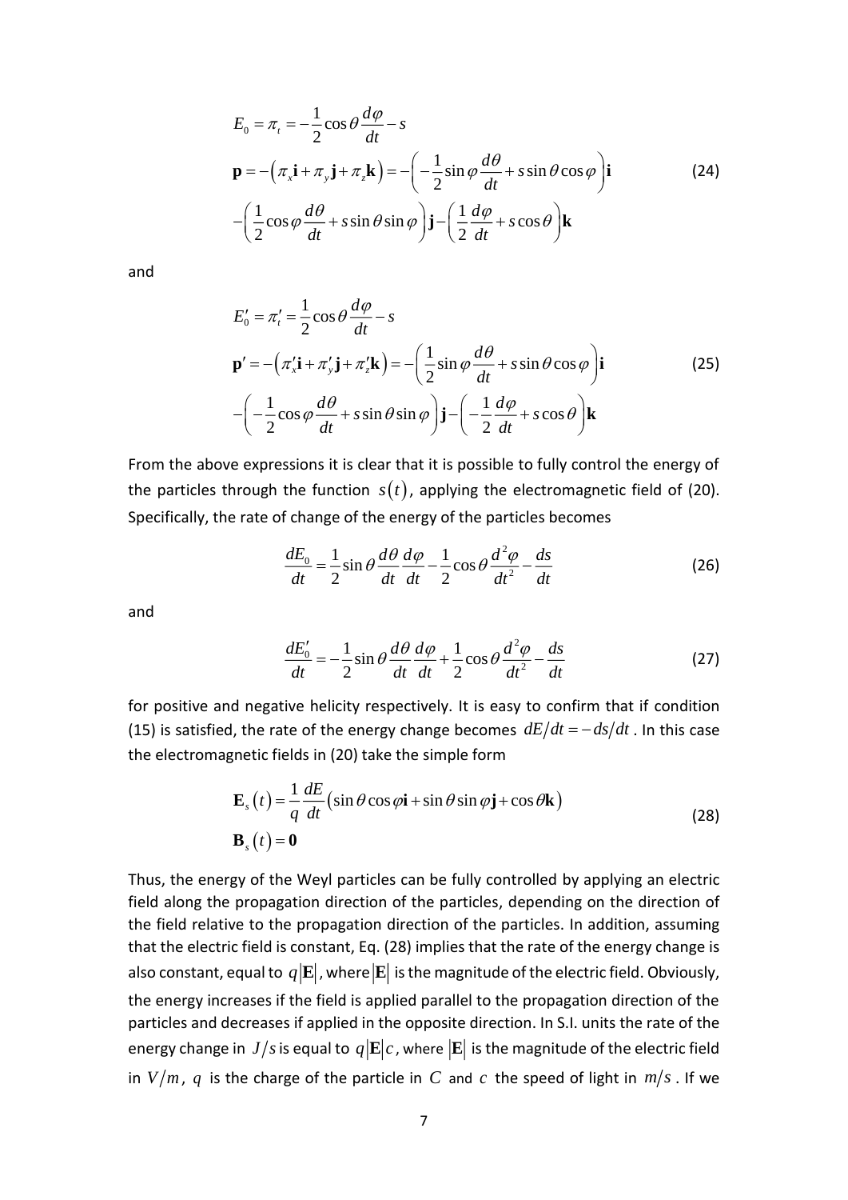$$
\begin{aligned}
&E_0 = \pi_t = -\frac{1}{2}\cos\theta\frac{d\varphi}{dt} - s \\
&\mathbf{p} = -\left(\pi_x\mathbf{i} + \pi_y\mathbf{j} + \pi_z\mathbf{k}\right) = -\left(-\frac{1}{2}\sin\varphi\frac{d\theta}{dt} + s\sin\theta\cos\varphi\right)\mathbf{i} \\
&-\left(\frac{1}{2}\cos\varphi\frac{d\theta}{dt} + s\sin\theta\sin\varphi\right)\mathbf{j} - \left(\frac{1}{2}\frac{d\varphi}{dt} + s\cos\theta\right)\mathbf{k}
\end{aligned}
\tag{24}
$$

and

$$
\begin{aligned}
&E_0' = \pi_t' = \frac{1}{2}\cos\theta\frac{d\varphi}{dt} - s \\
&\mathbf{p}' = -\left(\pi_x'\mathbf{i} + \pi_y'\mathbf{j} + \pi_z'\mathbf{k}\right) = -\left(\frac{1}{2}\sin\varphi\frac{d\theta}{dt} + s\sin\theta\cos\varphi\right)\mathbf{i} \\
&-\left(-\frac{1}{2}\cos\varphi\frac{d\theta}{dt} + s\sin\theta\sin\varphi\right)\mathbf{j} - \left(-\frac{1}{2}\frac{d\varphi}{dt} + s\cos\theta\right)\mathbf{k}
\end{aligned}
\tag{25}
$$

From the above expressions it is clear that it is possible to fully control the energy of the particles through the function $s(t)$, applying the electromagnetic field of (20). Specifically, the rate of change of the energy of the particles becomes

$$
\frac{dE_0}{dt} = \frac{1}{2}\sin\theta\frac{d\theta}{dt}\frac{d\varphi}{dt} - \frac{1}{2}\cos\theta\frac{d^2\varphi}{dt^2} - \frac{ds}{dt}
\tag{26}
$$

and

$$
\frac{dE_0'}{dt} = -\frac{1}{2}\sin\theta\frac{d\theta}{dt}\frac{d\varphi}{dt} + \frac{1}{2}\cos\theta\frac{d^2\varphi}{dt^2} - \frac{ds}{dt}
\tag{27}
$$

for positive and negative helicity respectively. It is easy to confirm that if condition (15) is satisfied, the rate of the energy change becomes $dE/dt = -ds/dt$. In this case the electromagnetic fields in (20) take the simple form

$$
\begin{aligned}
&\mathbf{E}_s(t) = \frac{1}{q}\frac{dE}{dt}\left(\sin\theta\cos\varphi\mathbf{i} + \sin\theta\sin\varphi\mathbf{j} + \cos\theta\mathbf{k}\right) \\
&\mathbf{B}_s(t) = \mathbf{0}
\end{aligned}
\tag{28}
$$

Thus, the energy of the Weyl particles can be fully controlled by applying an electric field along the propagation direction of the particles, depending on the direction of the field relative to the propagation direction of the particles. In addition, assuming that the electric field is constant, Eq. (28) implies that the rate of the energy change is also constant, equal to $q|\mathbf{E}|$, where $|\mathbf{E}|$ is the magnitude of the electric field. Obviously, the energy increases if the field is applied parallel to the propagation direction of the particles and decreases if applied in the opposite direction. In S.I. units the rate of the energy change in $J/s$ is equal to $q|\mathbf{E}|c$, where $|\mathbf{E}|$ is the magnitude of the electric field in $V/m$, $q$ is the charge of the particle in $C$ and $c$ the speed of light in $m/s$. If we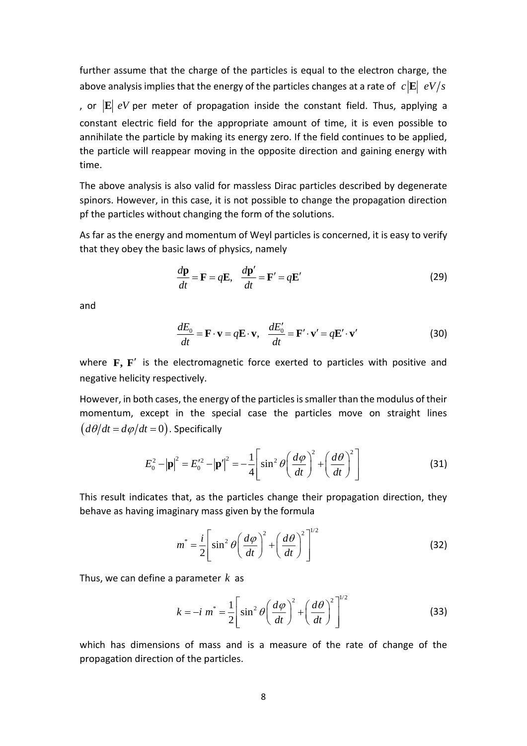further assume that the charge of the particles is equal to the electron charge, the above analysis implies that the energy of the particles changes at a rate of $c|\mathbf{E}|\ eV/s$, or $|\mathbf{E}|\ eV$ per meter of propagation inside the constant field. Thus, applying a constant electric field for the appropriate amount of time, it is even possible to annihilate the particle by making its energy zero. If the field continues to be applied, the particle will reappear moving in the opposite direction and gaining energy with time.

The above analysis is also valid for massless Dirac particles described by degenerate spinors. However, in this case, it is not possible to change the propagation direction pf the particles without changing the form of the solutions.

As far as the energy and momentum of Weyl particles is concerned, it is easy to verify that they obey the basic laws of physics, namely

$$\frac{d\mathbf{p}}{dt} = \mathbf{F} = q\mathbf{E}, \quad \frac{d\mathbf{p}'}{dt} = \mathbf{F}' = q\mathbf{E}' \tag{29}$$

and

$$\frac{dE_0}{dt} = \mathbf{F}\cdot\mathbf{v} = q\mathbf{E}\cdot\mathbf{v}, \quad \frac{dE_0'}{dt} = \mathbf{F}'\cdot\mathbf{v}' = q\mathbf{E}'\cdot\mathbf{v}' \tag{30}$$

where $\mathbf{F}, \mathbf{F}'$ is the electromagnetic force exerted to particles with positive and negative helicity respectively.

However, in both cases, the energy of the particles is smaller than the modulus of their momentum, except in the special case the particles move on straight lines $(d\theta/dt = d\varphi/dt = 0)$. Specifically

$$E_0^2 - |\mathbf{p}|^2 = E_0'^2 - |\mathbf{p}'|^2 = -\frac{1}{4}\left[\sin^2\theta\left(\frac{d\varphi}{dt}\right)^2 + \left(\frac{d\theta}{dt}\right)^2\right] \tag{31}$$

This result indicates that, as the particles change their propagation direction, they behave as having imaginary mass given by the formula

$$m^* = \frac{i}{2}\left[\sin^2\theta\left(\frac{d\varphi}{dt}\right)^2 + \left(\frac{d\theta}{dt}\right)^2\right]^{1/2} \tag{32}$$

Thus, we can define a parameter $k$ as

$$k = -i\ m^* = \frac{1}{2}\left[\sin^2\theta\left(\frac{d\varphi}{dt}\right)^2 + \left(\frac{d\theta}{dt}\right)^2\right]^{1/2} \tag{33}$$

which has dimensions of mass and is a measure of the rate of change of the propagation direction of the particles.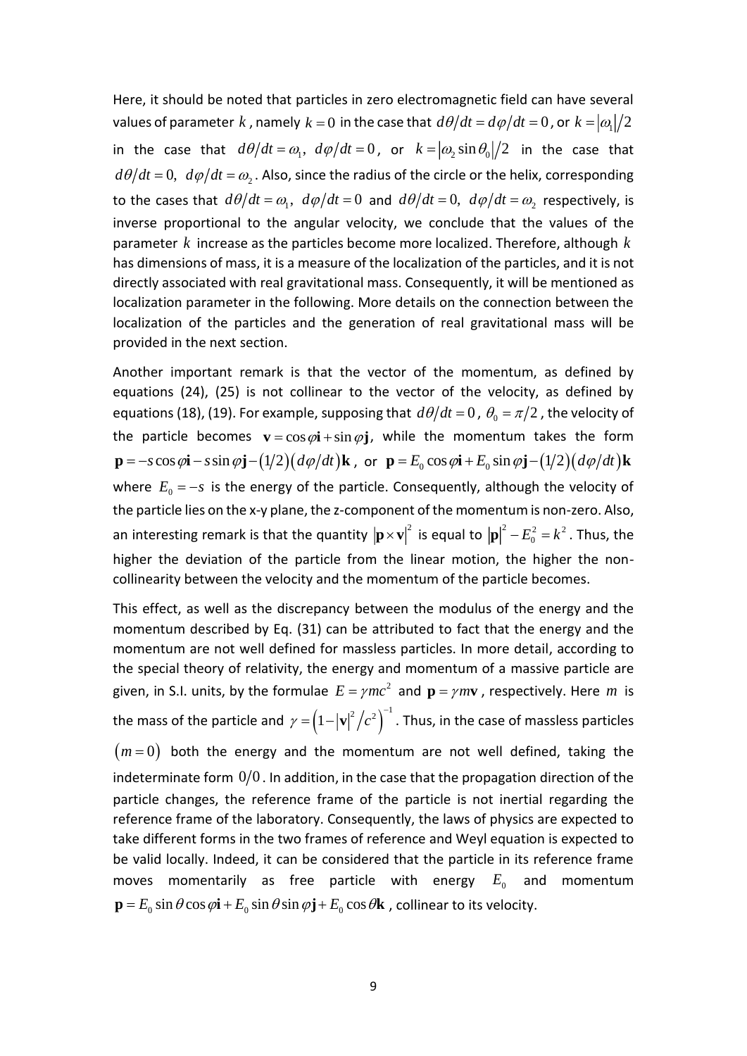Here, it should be noted that particles in zero electromagnetic field can have several values of parameter $k$, namely $k = 0$ in the case that $d\theta/dt = d\varphi/dt = 0$, or $k = |\omega_1|/2$ in the case that $d\theta/dt = \omega_1,\ d\varphi/dt = 0$, or $k = |\omega_2 \sin\theta_0|/2$ in the case that $d\theta/dt = 0,\ d\varphi/dt = \omega_2$. Also, since the radius of the circle or the helix, corresponding to the cases that $d\theta/dt = \omega_1,\ d\varphi/dt = 0$ and $d\theta/dt = 0,\ d\varphi/dt = \omega_2$ respectively, is inverse proportional to the angular velocity, we conclude that the values of the parameter $k$ increase as the particles become more localized. Therefore, although $k$ has dimensions of mass, it is a measure of the localization of the particles, and it is not directly associated with real gravitational mass. Consequently, it will be mentioned as localization parameter in the following. More details on the connection between the localization of the particles and the generation of real gravitational mass will be provided in the next section.

Another important remark is that the vector of the momentum, as defined by equations (24), (25) is not collinear to the vector of the velocity, as defined by equations (18), (19). For example, supposing that $d\theta/dt = 0$, $\theta_0 = \pi/2$, the velocity of the particle becomes $\mathbf{v} = \cos\varphi\mathbf{i} + \sin\varphi\mathbf{j}$, while the momentum takes the form $\mathbf{p} = -s\cos\varphi\mathbf{i} - s\sin\varphi\mathbf{j} - (1/2)(d\varphi/dt)\mathbf{k}$, or $\mathbf{p} = E_0\cos\varphi\mathbf{i} + E_0\sin\varphi\mathbf{j} - (1/2)(d\varphi/dt)\mathbf{k}$ where $E_0 = -s$ is the energy of the particle. Consequently, although the velocity of the particle lies on the x-y plane, the z-component of the momentum is non-zero. Also, an interesting remark is that the quantity $|\mathbf{p}\times\mathbf{v}|^2$ is equal to $|\mathbf{p}|^2 - E_0^2 = k^2$. Thus, the higher the deviation of the particle from the linear motion, the higher the non-collinearity between the velocity and the momentum of the particle becomes.

This effect, as well as the discrepancy between the modulus of the energy and the momentum described by Eq. (31) can be attributed to fact that the energy and the momentum are not well defined for massless particles. In more detail, according to the special theory of relativity, the energy and momentum of a massive particle are given, in S.I. units, by the formulae $E = \gamma mc^2$ and $\mathbf{p} = \gamma m\mathbf{v}$, respectively. Here $m$ is the mass of the particle and $\gamma = \left(1 - |\mathbf{v}|^2/c^2\right)^{-1}$. Thus, in the case of massless particles $(m = 0)$ both the energy and the momentum are not well defined, taking the indeterminate form $0/0$. In addition, in the case that the propagation direction of the particle changes, the reference frame of the particle is not inertial regarding the reference frame of the laboratory. Consequently, the laws of physics are expected to take different forms in the two frames of reference and Weyl equation is expected to be valid locally. Indeed, it can be considered that the particle in its reference frame moves momentarily as free particle with energy $E_0$ and momentum $\mathbf{p} = E_0\sin\theta\cos\varphi\mathbf{i} + E_0\sin\theta\sin\varphi\mathbf{j} + E_0\cos\theta\mathbf{k}$, collinear to its velocity.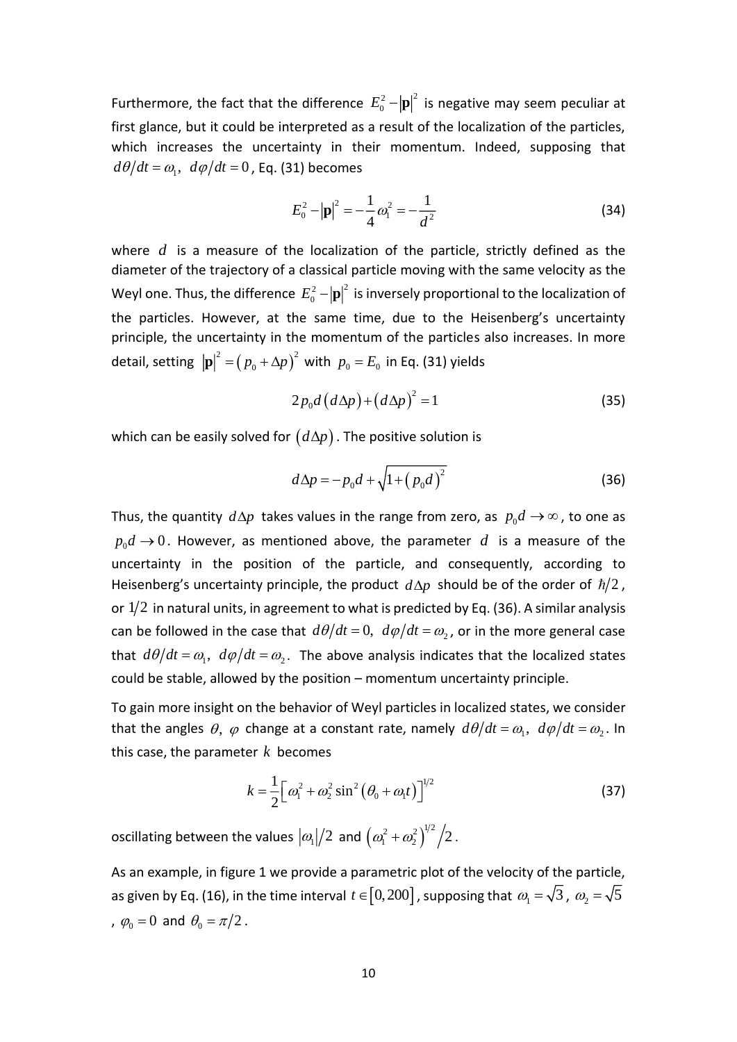Furthermore, the fact that the difference $E_0^2 - |\mathbf{p}|^2$ is negative may seem peculiar at first glance, but it could be interpreted as a result of the localization of the particles, which increases the uncertainty in their momentum. Indeed, supposing that $d\theta/dt = \omega_1,\ d\varphi/dt = 0$, Eq. (31) becomes

$$E_0^2 - |\mathbf{p}|^2 = -\frac{1}{4}\omega_1^2 = -\frac{1}{d^2} \tag{34}$$

where $d$ is a measure of the localization of the particle, strictly defined as the diameter of the trajectory of a classical particle moving with the same velocity as the Weyl one. Thus, the difference $E_0^2 - |\mathbf{p}|^2$ is inversely proportional to the localization of the particles. However, at the same time, due to the Heisenberg's uncertainty principle, the uncertainty in the momentum of the particles also increases. In more detail, setting $|\mathbf{p}|^2 = (p_0 + \Delta p)^2$ with $p_0 = E_0$ in Eq. (31) yields

$$2 p_0 d (d\Delta p) + (d\Delta p)^2 = 1 \tag{35}$$

which can be easily solved for $(d\Delta p)$. The positive solution is

$$d\Delta p = -p_0 d + \sqrt{1 + (p_0 d)^2} \tag{36}$$

Thus, the quantity $d\Delta p$ takes values in the range from zero, as $p_0 d \to \infty$, to one as $p_0 d \to 0$. However, as mentioned above, the parameter $d$ is a measure of the uncertainty in the position of the particle, and consequently, according to Heisenberg's uncertainty principle, the product $d\Delta p$ should be of the order of $\hbar/2$, or $1/2$ in natural units, in agreement to what is predicted by Eq. (36). A similar analysis can be followed in the case that $d\theta/dt = 0,\ d\varphi/dt = \omega_2$, or in the more general case that $d\theta/dt = \omega_1,\ d\varphi/dt = \omega_2$. The above analysis indicates that the localized states could be stable, allowed by the position – momentum uncertainty principle.

To gain more insight on the behavior of Weyl particles in localized states, we consider that the angles $\theta,\ \varphi$ change at a constant rate, namely $d\theta/dt = \omega_1,\ d\varphi/dt = \omega_2$. In this case, the parameter $k$ becomes

$$k = \frac{1}{2}\left[\omega_1^2 + \omega_2^2 \sin^2(\theta_0 + \omega_1 t)\right]^{1/2} \tag{37}$$

oscillating between the values $|\omega_1|/2$ and $\left(\omega_1^2 + \omega_2^2\right)^{1/2}/2$.

As an example, in figure 1 we provide a parametric plot of the velocity of the particle, as given by Eq. (16), in the time interval $t \in [0, 200]$, supposing that $\omega_1 = \sqrt{3}$, $\omega_2 = \sqrt{5}$, $\varphi_0 = 0$ and $\theta_0 = \pi/2$.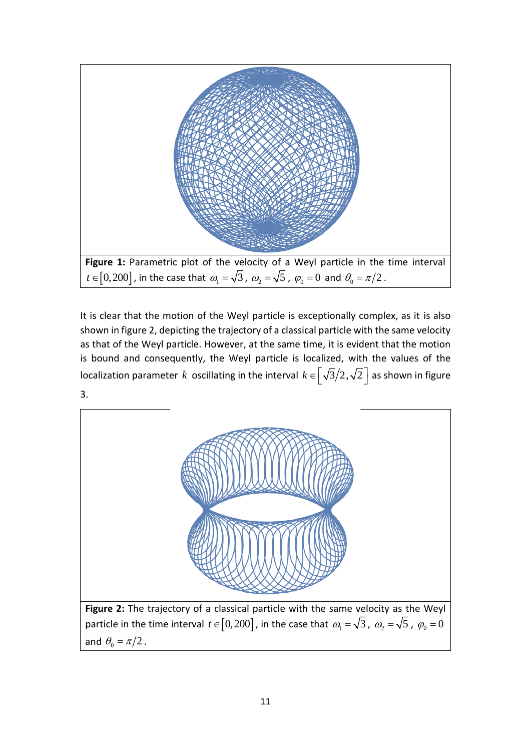**Figure 1:** Parametric plot of the velocity of a Weyl particle in the time interval $t \in [0, 200]$, in the case that $\omega_1 = \sqrt{3}$, $\omega_2 = \sqrt{5}$, $\varphi_0 = 0$ and $\theta_0 = \pi/2$.

It is clear that the motion of the Weyl particle is exceptionally complex, as it is also shown in figure 2, depicting the trajectory of a classical particle with the same velocity as that of the Weyl particle. However, at the same time, it is evident that the motion is bound and consequently, the Weyl particle is localized, with the values of the localization parameter $k$ oscillating in the interval $k \in \left[\sqrt{3}/2, \sqrt{2}\right]$ as shown in figure 3.

**Figure 2:** The trajectory of a classical particle with the same velocity as the Weyl particle in the time interval $t \in [0, 200]$, in the case that $\omega_1 = \sqrt{3}$, $\omega_2 = \sqrt{5}$, $\varphi_0 = 0$ and $\theta_0 = \pi/2$.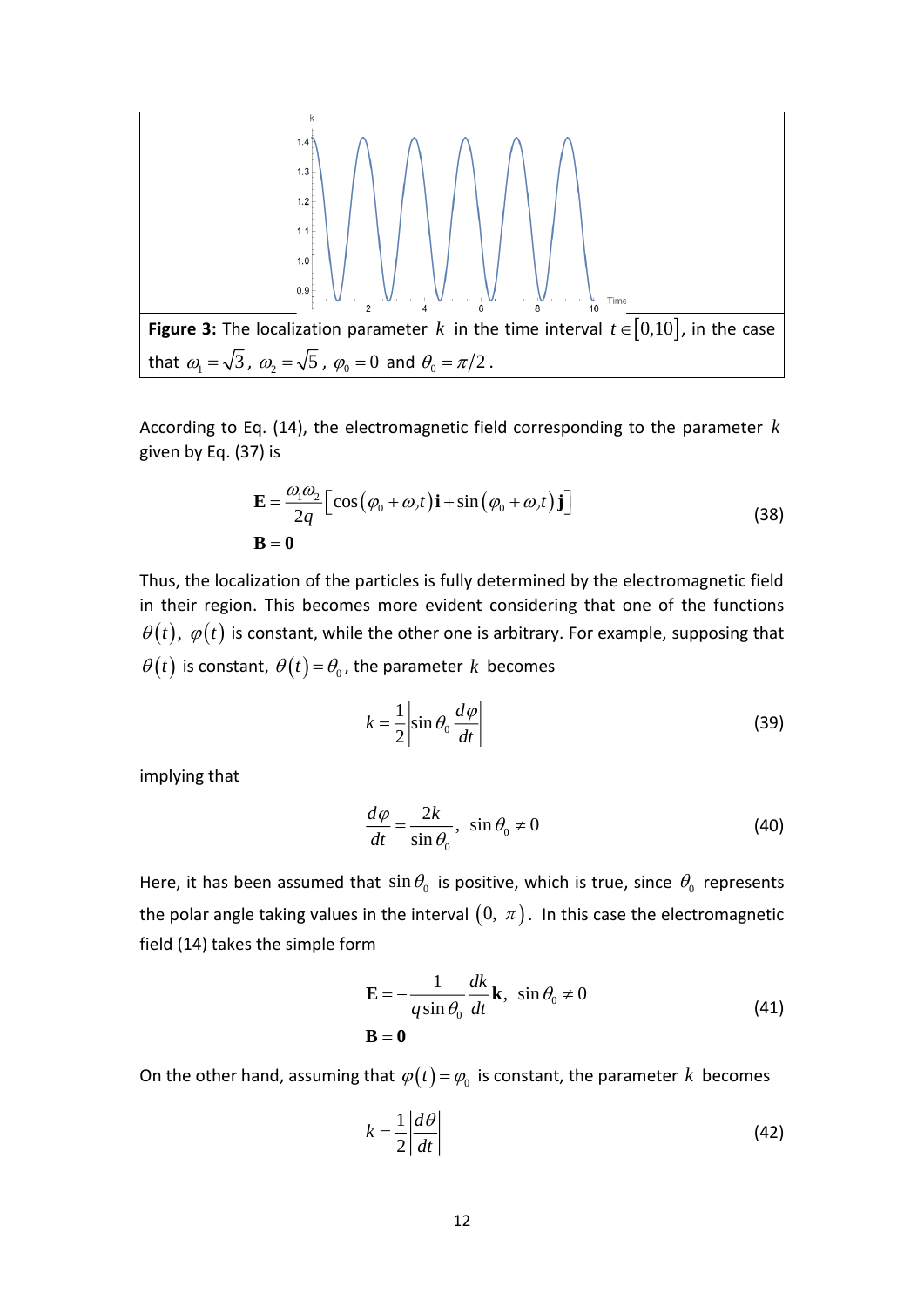**Figure 3:** The localization parameter $k$ in the time interval $t \in [0,10]$, in the case that $\omega_1 = \sqrt{3}$, $\omega_2 = \sqrt{5}$, $\varphi_0 = 0$ and $\theta_0 = \pi/2$.

According to Eq. (14), the electromagnetic field corresponding to the parameter $k$ given by Eq. (37) is

$$
\begin{aligned}
\mathbf{E} &= \frac{\omega_1 \omega_2}{2q} \left[ \cos(\varphi_0 + \omega_2 t)\, \mathbf{i} + \sin(\varphi_0 + \omega_2 t)\, \mathbf{j} \right] \\
\mathbf{B} &= \mathbf{0}
\end{aligned}
\tag{38}
$$

Thus, the localization of the particles is fully determined by the electromagnetic field in their region. This becomes more evident considering that one of the functions $\theta(t)$, $\varphi(t)$ is constant, while the other one is arbitrary. For example, supposing that $\theta(t)$ is constant, $\theta(t) = \theta_0$, the parameter $k$ becomes

$$
k = \frac{1}{2} \left| \sin\theta_0 \frac{d\varphi}{dt} \right|
\tag{39}
$$

implying that

$$
\frac{d\varphi}{dt} = \frac{2k}{\sin\theta_0}, \quad \sin\theta_0 \neq 0
\tag{40}
$$

Here, it has been assumed that $\sin\theta_0$ is positive, which is true, since $\theta_0$ represents the polar angle taking values in the interval $(0,\ \pi)$. In this case the electromagnetic field (14) takes the simple form

$$
\begin{aligned}
\mathbf{E} &= -\frac{1}{q \sin\theta_0} \frac{dk}{dt} \mathbf{k}, \quad \sin\theta_0 \neq 0 \\
\mathbf{B} &= \mathbf{0}
\end{aligned}
\tag{41}
$$

On the other hand, assuming that $\varphi(t) = \varphi_0$ is constant, the parameter $k$ becomes

$$
k = \frac{1}{2} \left| \frac{d\theta}{dt} \right|
\tag{42}
$$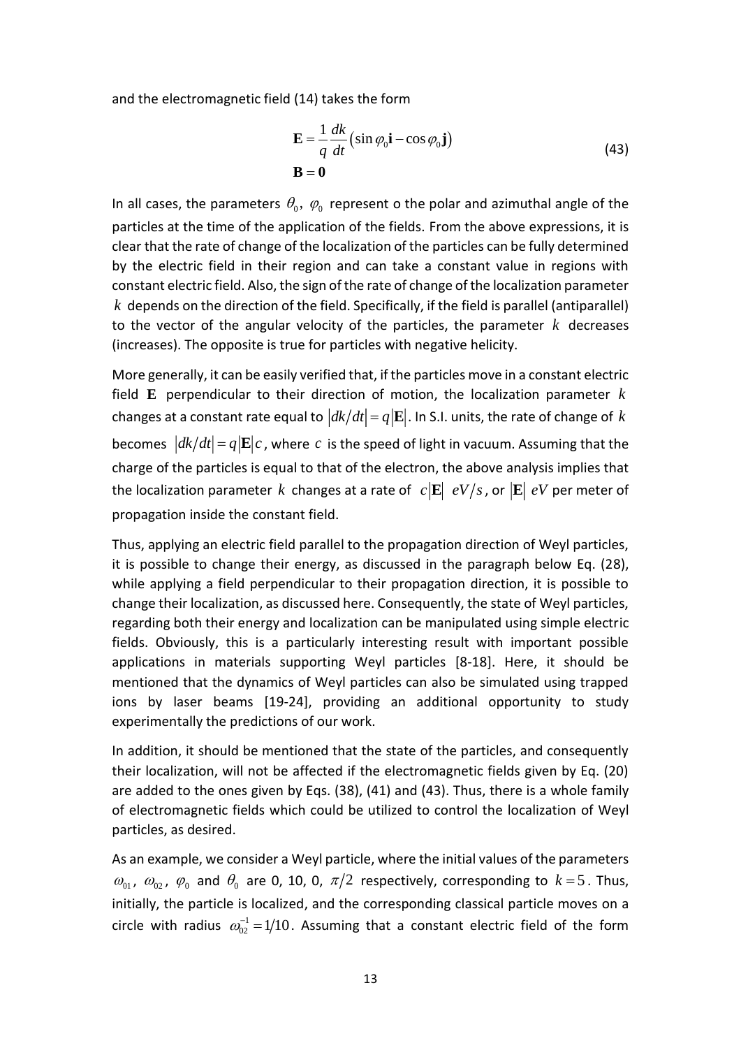and the electromagnetic field (14) takes the form

$$\mathbf{E} = \frac{1}{q}\frac{dk}{dt}\left(\sin\varphi_0 \mathbf{i} - \cos\varphi_0 \mathbf{j}\right) \\ \mathbf{B} = \mathbf{0} \tag{43}$$

In all cases, the parameters $\theta_0$, $\varphi_0$ represent o the polar and azimuthal angle of the particles at the time of the application of the fields. From the above expressions, it is clear that the rate of change of the localization of the particles can be fully determined by the electric field in their region and can take a constant value in regions with constant electric field. Also, the sign of the rate of change of the localization parameter $k$ depends on the direction of the field. Specifically, if the field is parallel (antiparallel) to the vector of the angular velocity of the particles, the parameter $k$ decreases (increases). The opposite is true for particles with negative helicity.

More generally, it can be easily verified that, if the particles move in a constant electric field $\mathbf{E}$ perpendicular to their direction of motion, the localization parameter $k$ changes at a constant rate equal to $|dk/dt| = q|\mathbf{E}|$. In S.I. units, the rate of change of $k$ becomes $|dk/dt| = q|\mathbf{E}|c$, where $c$ is the speed of light in vacuum. Assuming that the charge of the particles is equal to that of the electron, the above analysis implies that the localization parameter $k$ changes at a rate of $c|\mathbf{E}|$ $eV/s$, or $|\mathbf{E}|$ $eV$ per meter of propagation inside the constant field.

Thus, applying an electric field parallel to the propagation direction of Weyl particles, it is possible to change their energy, as discussed in the paragraph below Eq. (28), while applying a field perpendicular to their propagation direction, it is possible to change their localization, as discussed here. Consequently, the state of Weyl particles, regarding both their energy and localization can be manipulated using simple electric fields. Obviously, this is a particularly interesting result with important possible applications in materials supporting Weyl particles [8-18]. Here, it should be mentioned that the dynamics of Weyl particles can also be simulated using trapped ions by laser beams [19-24], providing an additional opportunity to study experimentally the predictions of our work.

In addition, it should be mentioned that the state of the particles, and consequently their localization, will not be affected if the electromagnetic fields given by Eq. (20) are added to the ones given by Eqs. (38), (41) and (43). Thus, there is a whole family of electromagnetic fields which could be utilized to control the localization of Weyl particles, as desired.

As an example, we consider a Weyl particle, where the initial values of the parameters $\omega_{01}$, $\omega_{02}$, $\varphi_0$ and $\theta_0$ are 0, 10, 0, $\pi/2$ respectively, corresponding to $k=5$. Thus, initially, the particle is localized, and the corresponding classical particle moves on a circle with radius $\omega_{02}^{-1} = 1/10$. Assuming that a constant electric field of the form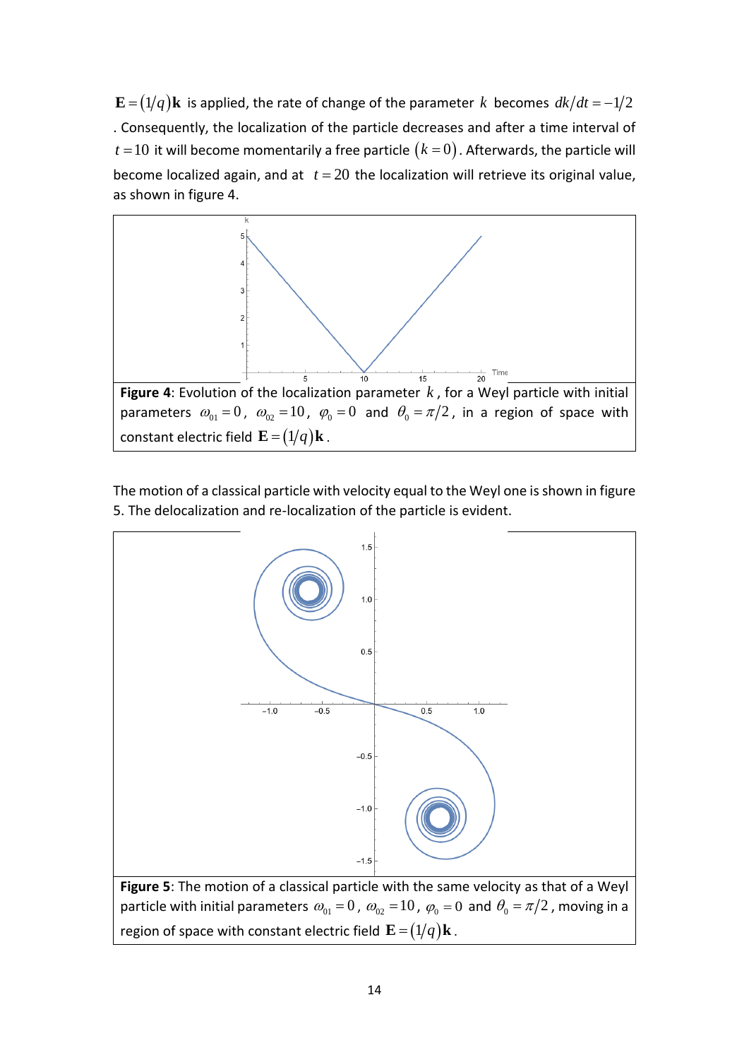$\mathbf{E} = (1/q)\mathbf{k}$ is applied, the rate of change of the parameter $k$ becomes $dk/dt = -1/2$. Consequently, the localization of the particle decreases and after a time interval of $t = 10$ it will become momentarily a free particle $(k = 0)$. Afterwards, the particle will become localized again, and at $t = 20$ the localization will retrieve its original value, as shown in figure 4.

**Figure 4**: Evolution of the localization parameter $k$, for a Weyl particle with initial parameters $\omega_{01} = 0$, $\omega_{02} = 10$, $\varphi_0 = 0$ and $\theta_0 = \pi/2$, in a region of space with constant electric field $\mathbf{E} = (1/q)\mathbf{k}$.

The motion of a classical particle with velocity equal to the Weyl one is shown in figure 5. The delocalization and re-localization of the particle is evident.

**Figure 5**: The motion of a classical particle with the same velocity as that of a Weyl particle with initial parameters $\omega_{01} = 0$, $\omega_{02} = 10$, $\varphi_0 = 0$ and $\theta_0 = \pi/2$, moving in a region of space with constant electric field $\mathbf{E} = (1/q)\mathbf{k}$.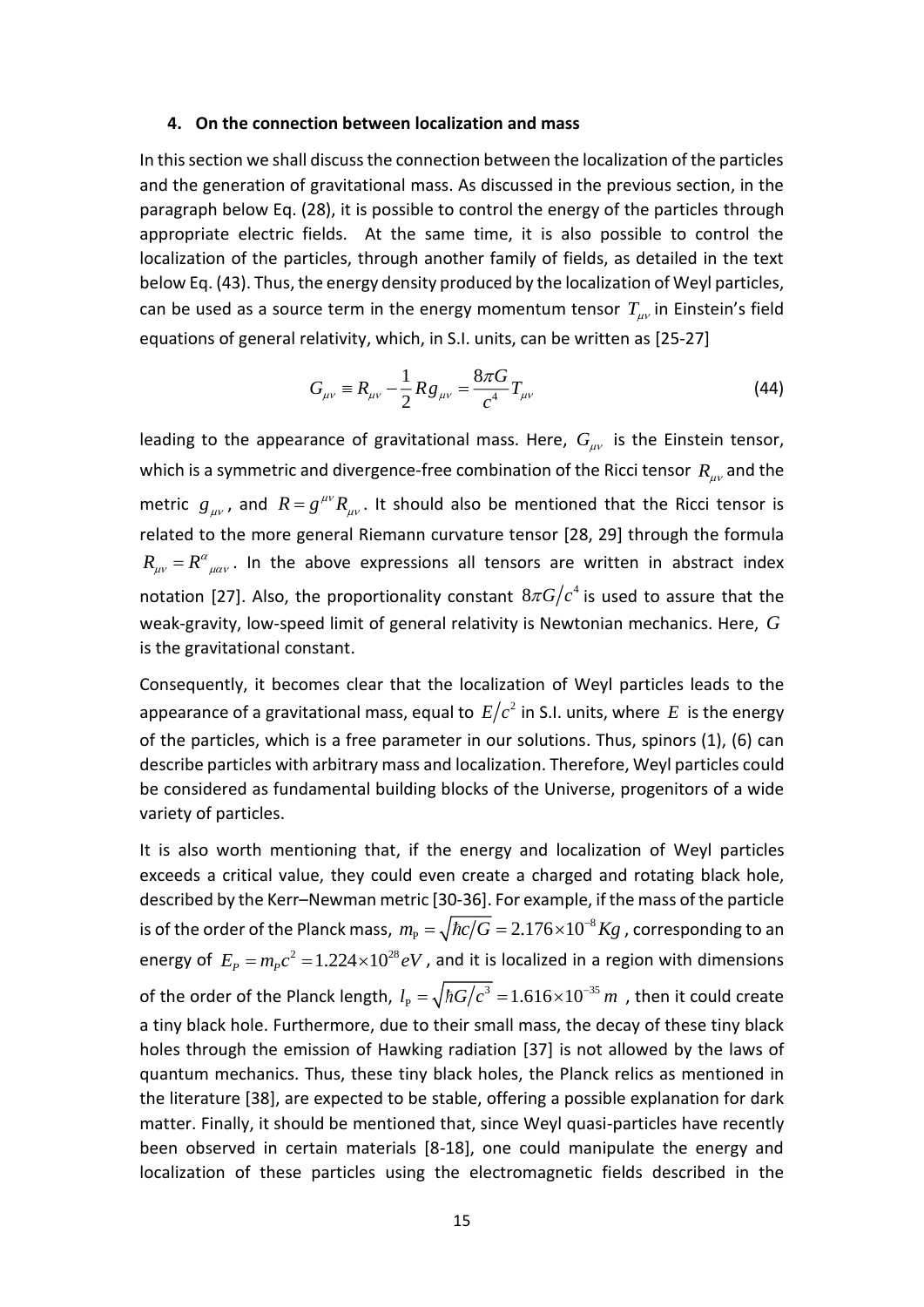#### 4. On the connection between localization and mass

In this section we shall discuss the connection between the localization of the particles and the generation of gravitational mass. As discussed in the previous section, in the paragraph below Eq. (28), it is possible to control the energy of the particles through appropriate electric fields. At the same time, it is also possible to control the localization of the particles, through another family of fields, as detailed in the text below Eq. (43). Thus, the energy density produced by the localization of Weyl particles, can be used as a source term in the energy momentum tensor $T_{\mu\nu}$ in Einstein's field equations of general relativity, which, in S.I. units, can be written as [25-27]

$$G_{\mu\nu} \equiv R_{\mu\nu} - \frac{1}{2} R g_{\mu\nu} = \frac{8\pi G}{c^4} T_{\mu\nu} \tag{44}$$

leading to the appearance of gravitational mass. Here, $G_{\mu\nu}$ is the Einstein tensor, which is a symmetric and divergence-free combination of the Ricci tensor $R_{\mu\nu}$ and the metric $g_{\mu\nu}$, and $R = g^{\mu\nu} R_{\mu\nu}$. It should also be mentioned that the Ricci tensor is related to the more general Riemann curvature tensor [28, 29] through the formula $R_{\mu\nu} = R^{\alpha}{}_{\mu\alpha\nu}$. In the above expressions all tensors are written in abstract index notation [27]. Also, the proportionality constant $8\pi G/c^4$ is used to assure that the weak-gravity, low-speed limit of general relativity is Newtonian mechanics. Here, $G$ is the gravitational constant.

Consequently, it becomes clear that the localization of Weyl particles leads to the appearance of a gravitational mass, equal to $E/c^2$ in S.I. units, where $E$ is the energy of the particles, which is a free parameter in our solutions. Thus, spinors (1), (6) can describe particles with arbitrary mass and localization. Therefore, Weyl particles could be considered as fundamental building blocks of the Universe, progenitors of a wide variety of particles.

It is also worth mentioning that, if the energy and localization of Weyl particles exceeds a critical value, they could even create a charged and rotating black hole, described by the Kerr–Newman metric [30-36]. For example, if the mass of the particle is of the order of the Planck mass, $m_{\mathrm{P}} = \sqrt{\hbar c/G} = 2.176 \times 10^{-8} Kg$, corresponding to an energy of $E_P = m_P c^2 = 1.224 \times 10^{28} eV$, and it is localized in a region with dimensions of the order of the Planck length, $l_{\mathrm{P}} = \sqrt{\hbar G/c^3} = 1.616 \times 10^{-35} m$, then it could create a tiny black hole. Furthermore, due to their small mass, the decay of these tiny black holes through the emission of Hawking radiation [37] is not allowed by the laws of quantum mechanics. Thus, these tiny black holes, the Planck relics as mentioned in the literature [38], are expected to be stable, offering a possible explanation for dark matter. Finally, it should be mentioned that, since Weyl quasi-particles have recently been observed in certain materials [8-18], one could manipulate the energy and localization of these particles using the electromagnetic fields described in the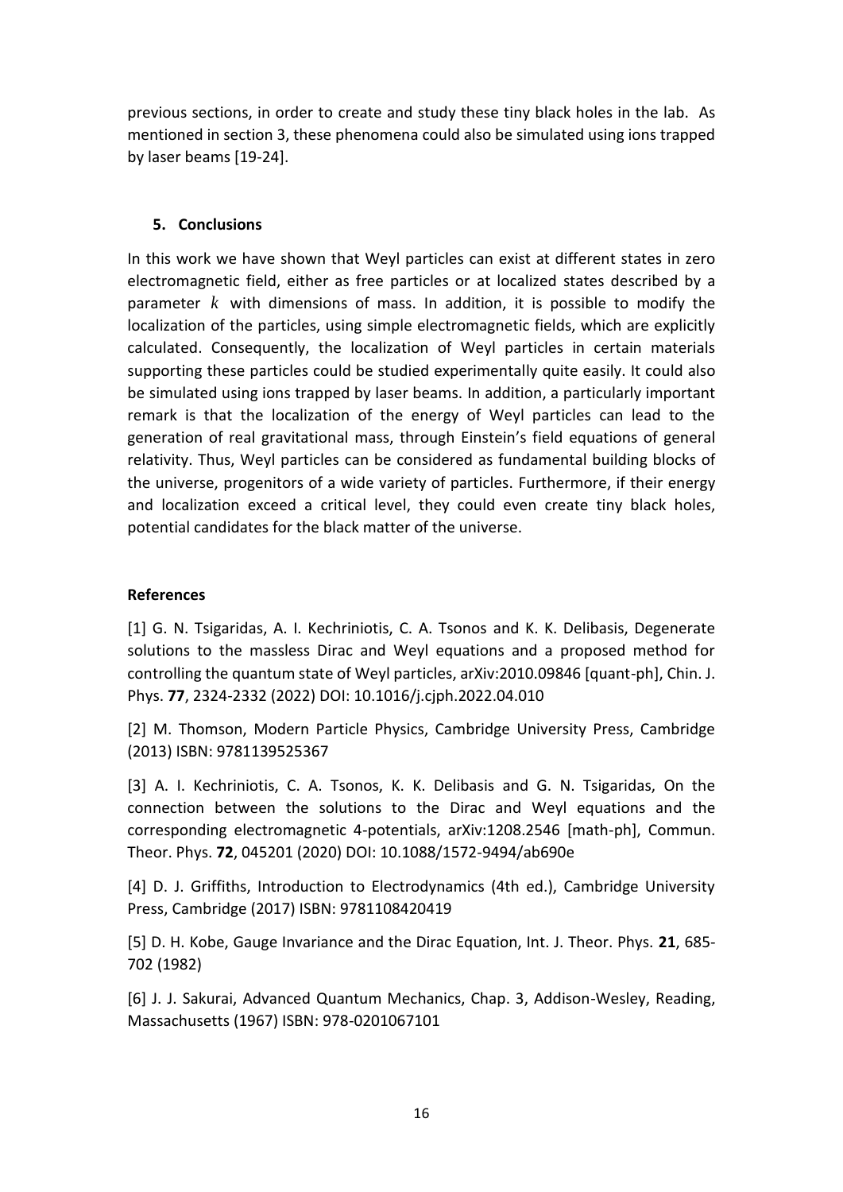previous sections, in order to create and study these tiny black holes in the lab. As mentioned in section 3, these phenomena could also be simulated using ions trapped by laser beams [19-24].

## 5. Conclusions

In this work we have shown that Weyl particles can exist at different states in zero electromagnetic field, either as free particles or at localized states described by a parameter $k$ with dimensions of mass. In addition, it is possible to modify the localization of the particles, using simple electromagnetic fields, which are explicitly calculated. Consequently, the localization of Weyl particles in certain materials supporting these particles could be studied experimentally quite easily. It could also be simulated using ions trapped by laser beams. In addition, a particularly important remark is that the localization of the energy of Weyl particles can lead to the generation of real gravitational mass, through Einstein's field equations of general relativity. Thus, Weyl particles can be considered as fundamental building blocks of the universe, progenitors of a wide variety of particles. Furthermore, if their energy and localization exceed a critical level, they could even create tiny black holes, potential candidates for the black matter of the universe.

## References

[1] G. N. Tsigaridas, A. I. Kechriniotis, C. A. Tsonos and K. K. Delibasis, Degenerate solutions to the massless Dirac and Weyl equations and a proposed method for controlling the quantum state of Weyl particles, arXiv:2010.09846 [quant-ph], Chin. J. Phys. **77**, 2324-2332 (2022) DOI: 10.1016/j.cjph.2022.04.010

[2] M. Thomson, Modern Particle Physics, Cambridge University Press, Cambridge (2013) ISBN: 9781139525367

[3] A. I. Kechriniotis, C. A. Tsonos, K. K. Delibasis and G. N. Tsigaridas, On the connection between the solutions to the Dirac and Weyl equations and the corresponding electromagnetic 4-potentials, arXiv:1208.2546 [math-ph], Commun. Theor. Phys. **72**, 045201 (2020) DOI: 10.1088/1572-9494/ab690e

[4] D. J. Griffiths, Introduction to Electrodynamics (4th ed.), Cambridge University Press, Cambridge (2017) ISBN: 9781108420419

[5] D. H. Kobe, Gauge Invariance and the Dirac Equation, Int. J. Theor. Phys. **21**, 685-702 (1982)

[6] J. J. Sakurai, Advanced Quantum Mechanics, Chap. 3, Addison-Wesley, Reading, Massachusetts (1967) ISBN: 978-0201067101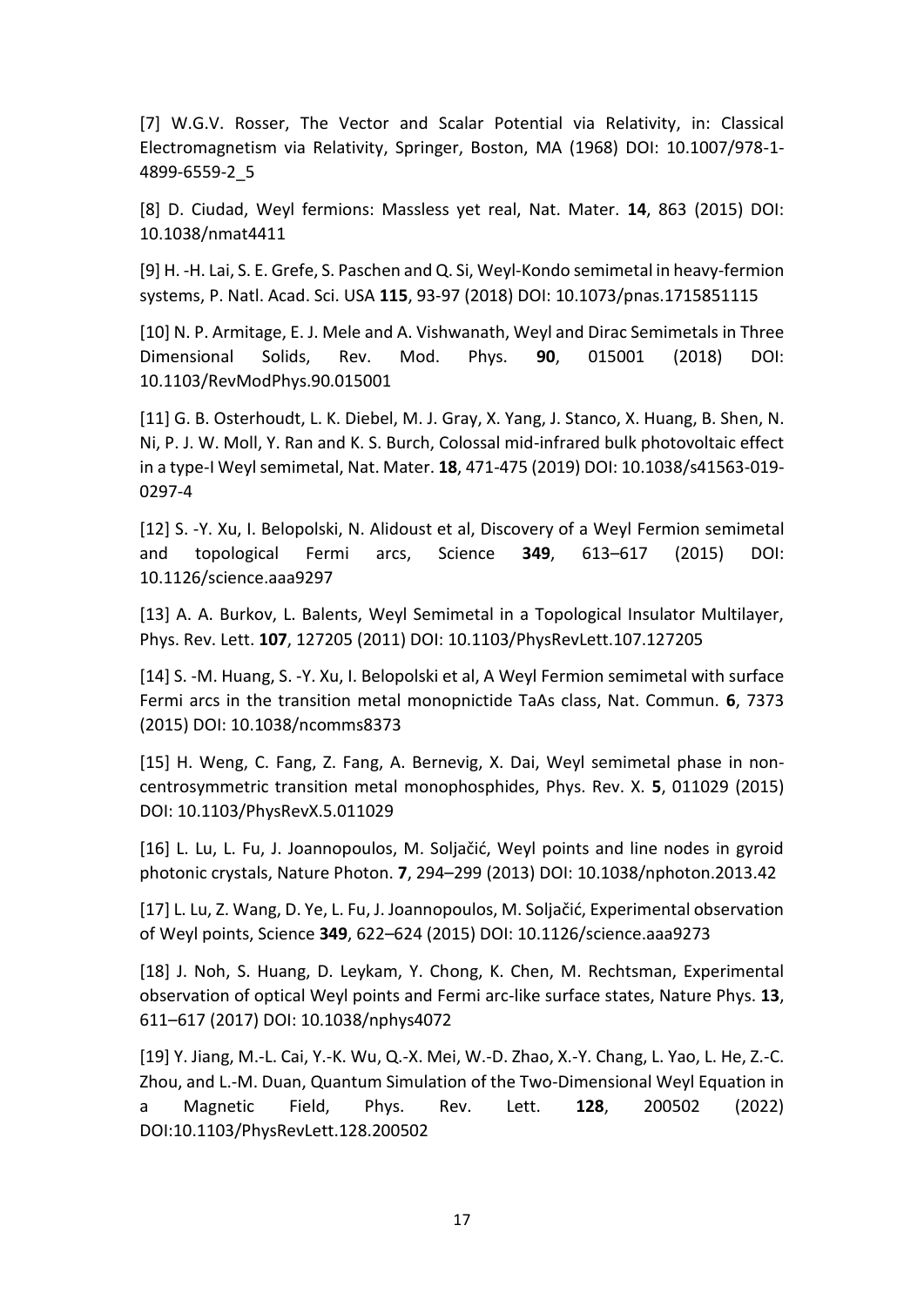[7] W.G.V. Rosser, The Vector and Scalar Potential via Relativity, in: Classical Electromagnetism via Relativity, Springer, Boston, MA (1968) DOI: 10.1007/978-1-4899-6559-2_5

[8] D. Ciudad, Weyl fermions: Massless yet real, Nat. Mater. **14**, 863 (2015) DOI: 10.1038/nmat4411

[9] H. -H. Lai, S. E. Grefe, S. Paschen and Q. Si, Weyl-Kondo semimetal in heavy-fermion systems, P. Natl. Acad. Sci. USA **115**, 93-97 (2018) DOI: 10.1073/pnas.1715851115

[10] N. P. Armitage, E. J. Mele and A. Vishwanath, Weyl and Dirac Semimetals in Three Dimensional Solids, Rev. Mod. Phys. **90**, 015001 (2018) DOI: 10.1103/RevModPhys.90.015001

[11] G. B. Osterhoudt, L. K. Diebel, M. J. Gray, X. Yang, J. Stanco, X. Huang, B. Shen, N. Ni, P. J. W. Moll, Y. Ran and K. S. Burch, Colossal mid-infrared bulk photovoltaic effect in a type-I Weyl semimetal, Nat. Mater. **18**, 471-475 (2019) DOI: 10.1038/s41563-019-0297-4

[12] S. -Y. Xu, I. Belopolski, N. Alidoust et al, Discovery of a Weyl Fermion semimetal and topological Fermi arcs, Science **349**, 613–617 (2015) DOI: 10.1126/science.aaa9297

[13] A. A. Burkov, L. Balents, Weyl Semimetal in a Topological Insulator Multilayer, Phys. Rev. Lett. **107**, 127205 (2011) DOI: 10.1103/PhysRevLett.107.127205

[14] S. -M. Huang, S. -Y. Xu, I. Belopolski et al, A Weyl Fermion semimetal with surface Fermi arcs in the transition metal monopnictide TaAs class, Nat. Commun. **6**, 7373 (2015) DOI: 10.1038/ncomms8373

[15] H. Weng, C. Fang, Z. Fang, A. Bernevig, X. Dai, Weyl semimetal phase in non-centrosymmetric transition metal monophosphides, Phys. Rev. X. **5**, 011029 (2015) DOI: 10.1103/PhysRevX.5.011029

[16] L. Lu, L. Fu, J. Joannopoulos, M. Soljačić, Weyl points and line nodes in gyroid photonic crystals, Nature Photon. **7**, 294–299 (2013) DOI: 10.1038/nphoton.2013.42

[17] L. Lu, Z. Wang, D. Ye, L. Fu, J. Joannopoulos, M. Soljačić, Experimental observation of Weyl points, Science **349**, 622–624 (2015) DOI: 10.1126/science.aaa9273

[18] J. Noh, S. Huang, D. Leykam, Y. Chong, K. Chen, M. Rechtsman, Experimental observation of optical Weyl points and Fermi arc-like surface states, Nature Phys. **13**, 611–617 (2017) DOI: 10.1038/nphys4072

[19] Y. Jiang, M.-L. Cai, Y.-K. Wu, Q.-X. Mei, W.-D. Zhao, X.-Y. Chang, L. Yao, L. He, Z.-C. Zhou, and L.-M. Duan, Quantum Simulation of the Two-Dimensional Weyl Equation in a Magnetic Field, Phys. Rev. Lett. **128**, 200502 (2022) DOI:10.1103/PhysRevLett.128.200502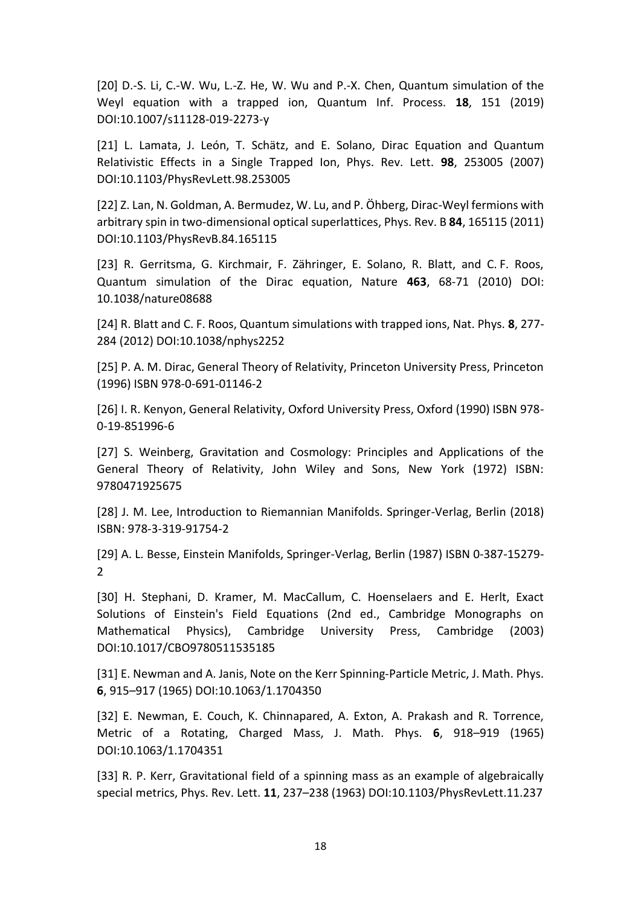[20] D.-S. Li, C.-W. Wu, L.-Z. He, W. Wu and P.-X. Chen, Quantum simulation of the Weyl equation with a trapped ion, Quantum Inf. Process. **18**, 151 (2019) DOI:10.1007/s11128-019-2273-y

[21] L. Lamata, J. León, T. Schätz, and E. Solano, Dirac Equation and Quantum Relativistic Effects in a Single Trapped Ion, Phys. Rev. Lett. **98**, 253005 (2007) DOI:10.1103/PhysRevLett.98.253005

[22] Z. Lan, N. Goldman, A. Bermudez, W. Lu, and P. Öhberg, Dirac-Weyl fermions with arbitrary spin in two-dimensional optical superlattices, Phys. Rev. B **84**, 165115 (2011) DOI:10.1103/PhysRevB.84.165115

[23] R. Gerritsma, G. Kirchmair, F. Zähringer, E. Solano, R. Blatt, and C. F. Roos, Quantum simulation of the Dirac equation, Nature **463**, 68-71 (2010) DOI: 10.1038/nature08688

[24] R. Blatt and C. F. Roos, Quantum simulations with trapped ions, Nat. Phys. **8**, 277-284 (2012) DOI:10.1038/nphys2252

[25] P. A. M. Dirac, General Theory of Relativity, Princeton University Press, Princeton (1996) ISBN 978-0-691-01146-2

[26] I. R. Kenyon, General Relativity, Oxford University Press, Oxford (1990) ISBN 978-0-19-851996-6

[27] S. Weinberg, Gravitation and Cosmology: Principles and Applications of the General Theory of Relativity, John Wiley and Sons, New York (1972) ISBN: 9780471925675

[28] J. M. Lee, Introduction to Riemannian Manifolds. Springer-Verlag, Berlin (2018) ISBN: 978-3-319-91754-2

[29] A. L. Besse, Einstein Manifolds, Springer-Verlag, Berlin (1987) ISBN 0-387-15279-2

[30] H. Stephani, D. Kramer, M. MacCallum, C. Hoenselaers and E. Herlt, Exact Solutions of Einstein's Field Equations (2nd ed., Cambridge Monographs on Mathematical Physics), Cambridge University Press, Cambridge (2003) DOI:10.1017/CBO9780511535185

[31] E. Newman and A. Janis, Note on the Kerr Spinning-Particle Metric, J. Math. Phys. **6**, 915–917 (1965) DOI:10.1063/1.1704350

[32] E. Newman, E. Couch, K. Chinnapared, A. Exton, A. Prakash and R. Torrence, Metric of a Rotating, Charged Mass, J. Math. Phys. **6**, 918–919 (1965) DOI:10.1063/1.1704351

[33] R. P. Kerr, Gravitational field of a spinning mass as an example of algebraically special metrics, Phys. Rev. Lett. **11**, 237–238 (1963) DOI:10.1103/PhysRevLett.11.237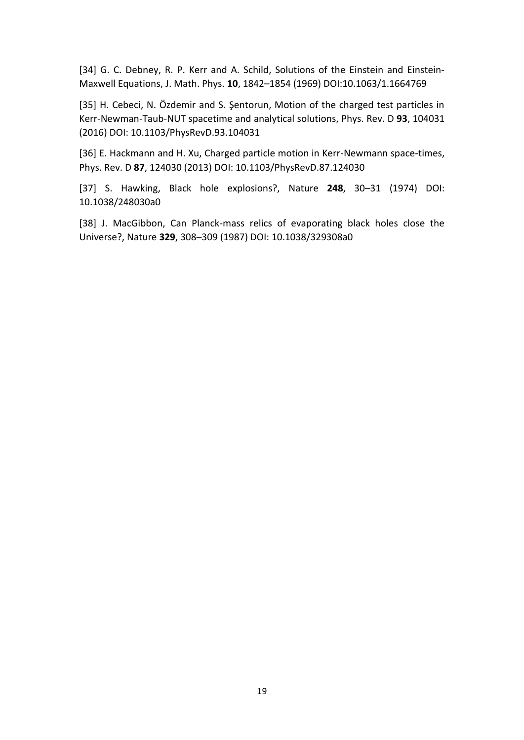[34] G. C. Debney, R. P. Kerr and A. Schild, Solutions of the Einstein and Einstein-Maxwell Equations, J. Math. Phys. **10**, 1842–1854 (1969) DOI:10.1063/1.1664769

[35] H. Cebeci, N. Özdemir and S. Şentorun, Motion of the charged test particles in Kerr-Newman-Taub-NUT spacetime and analytical solutions, Phys. Rev. D **93**, 104031 (2016) DOI: 10.1103/PhysRevD.93.104031

[36] E. Hackmann and H. Xu, Charged particle motion in Kerr-Newmann space-times, Phys. Rev. D **87**, 124030 (2013) DOI: 10.1103/PhysRevD.87.124030

[37] S. Hawking, Black hole explosions?, Nature **248**, 30–31 (1974) DOI: 10.1038/248030a0

[38] J. MacGibbon, Can Planck-mass relics of evaporating black holes close the Universe?, Nature **329**, 308–309 (1987) DOI: 10.1038/329308a0